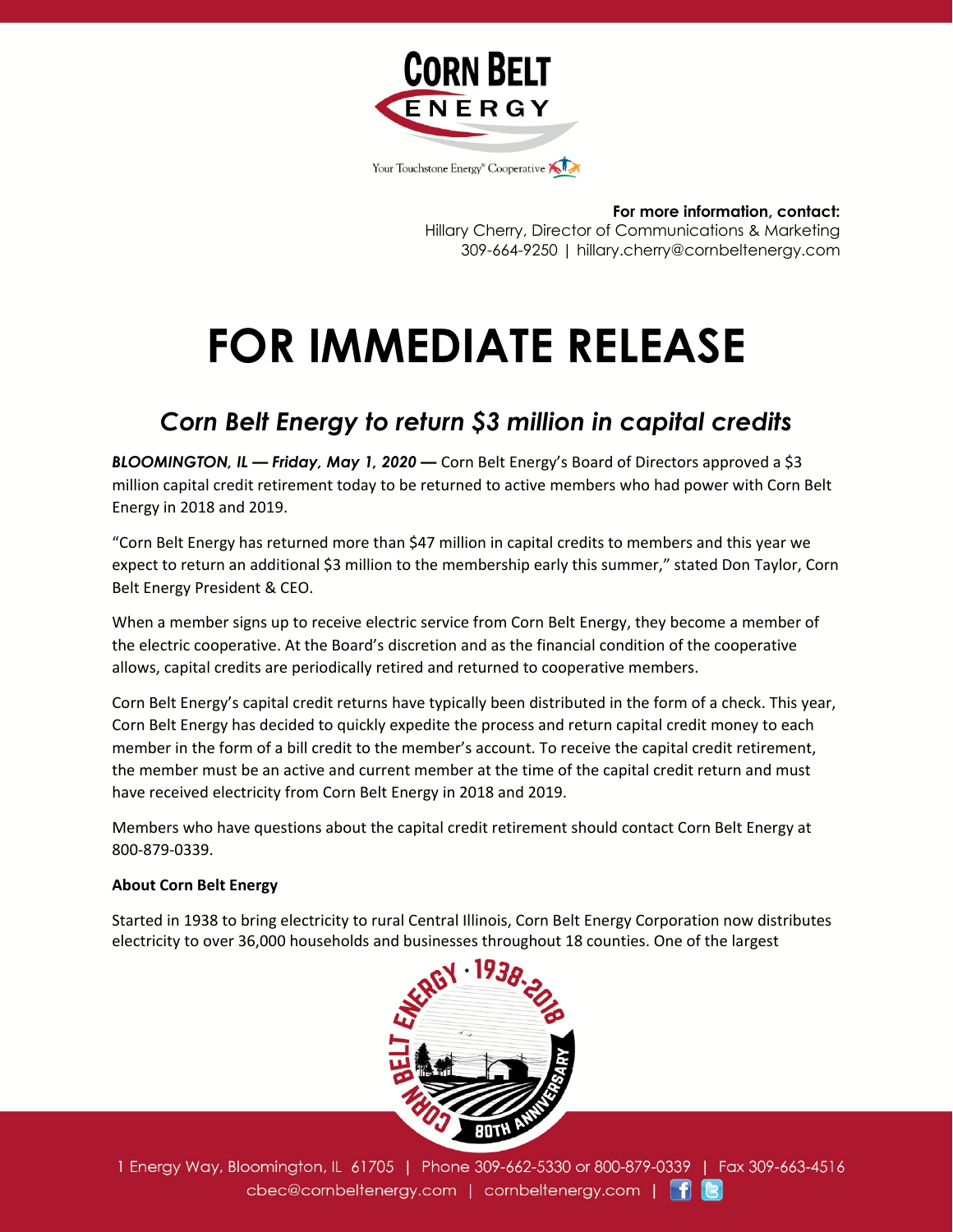**For more information, contact:**
Hillary Cherry, Director of Communications & Marketing
309-664-9250 | hillary.cherry@cornbeltenergy.com

# FOR IMMEDIATE RELEASE

## *Corn Belt Energy to return $3 million in capital credits*

***BLOOMINGTON, IL — Friday, May 1, 2020 —*** Corn Belt Energy's Board of Directors approved a $3 million capital credit retirement today to be returned to active members who had power with Corn Belt Energy in 2018 and 2019.

"Corn Belt Energy has returned more than $47 million in capital credits to members and this year we expect to return an additional $3 million to the membership early this summer," stated Don Taylor, Corn Belt Energy President & CEO.

When a member signs up to receive electric service from Corn Belt Energy, they become a member of the electric cooperative. At the Board's discretion and as the financial condition of the cooperative allows, capital credits are periodically retired and returned to cooperative members.

Corn Belt Energy's capital credit returns have typically been distributed in the form of a check. This year, Corn Belt Energy has decided to quickly expedite the process and return capital credit money to each member in the form of a bill credit to the member's account. To receive the capital credit retirement, the member must be an active and current member at the time of the capital credit return and must have received electricity from Corn Belt Energy in 2018 and 2019.

Members who have questions about the capital credit retirement should contact Corn Belt Energy at 800-879-0339.

**About Corn Belt Energy**

Started in 1938 to bring electricity to rural Central Illinois, Corn Belt Energy Corporation now distributes electricity to over 36,000 households and businesses throughout 18 counties. One of the largest

1 Energy Way, Bloomington, IL 61705 | Phone 309-662-5330 or 800-879-0339 | Fax 309-663-4516
cbec@cornbeltenergy.com | cornbeltenergy.com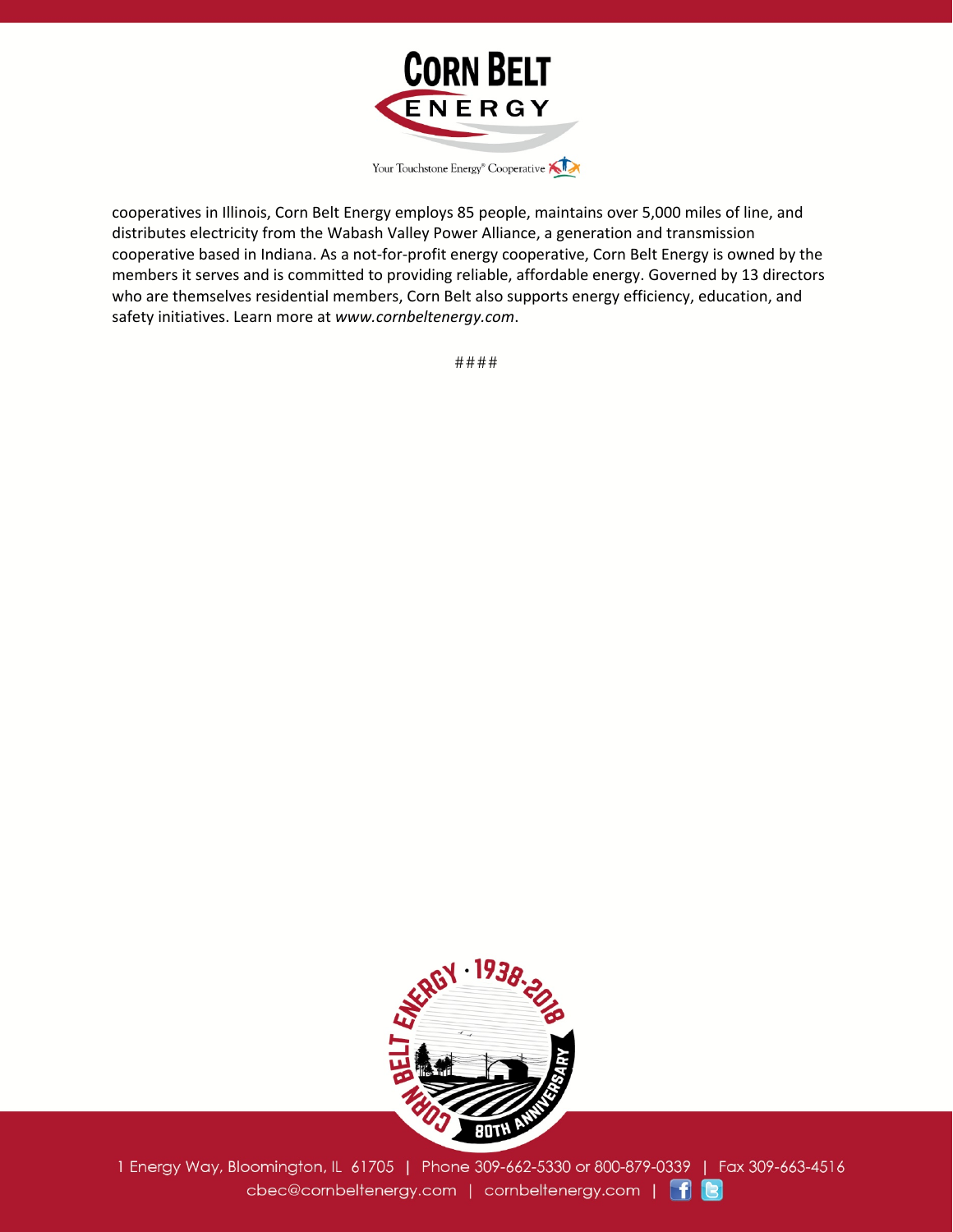cooperatives in Illinois, Corn Belt Energy employs 85 people, maintains over 5,000 miles of line, and distributes electricity from the Wabash Valley Power Alliance, a generation and transmission cooperative based in Indiana. As a not-for-profit energy cooperative, Corn Belt Energy is owned by the members it serves and is committed to providing reliable, affordable energy. Governed by 13 directors who are themselves residential members, Corn Belt also supports energy efficiency, education, and safety initiatives. Learn more at *www.cornbeltenergy.com*.

####